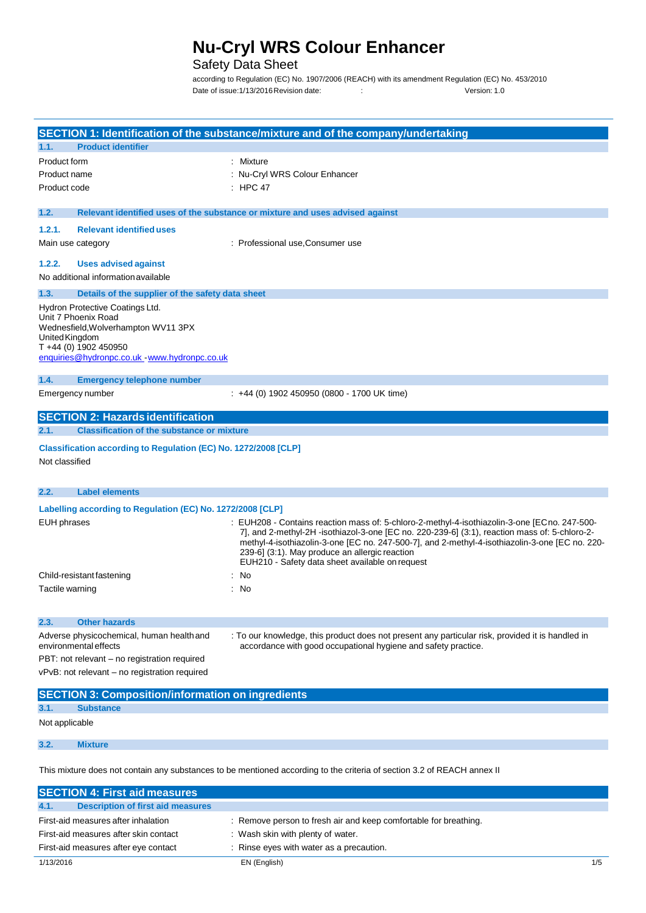# Nu-Cryl WRS Colour Enhancer

Safety Data Sheet

according to Regulation (EC) No. 1907/2006 (REACH) with its amendment Regulation (EC) No. 453/2010

Date of issue:1/13/2016 Revision date: : Version: 1.0

## SECTION 1: Identification of the substance/mixture and of the company/undertaking

### 1.1. Product identifier

| | |
|---|---|
| Product form | : Mixture |
| Product name | : Nu-Cryl WRS Colour Enhancer |
| Product code | : HPC 47 |

### 1.2. Relevant identified uses of the substance or mixture and uses advised against

#### 1.2.1. Relevant identified uses

| | |
|---|---|
| Main use category | : Professional use,Consumer use |

#### 1.2.2. Uses advised against

No additional information available

### 1.3. Details of the supplier of the safety data sheet

Hydron Protective Coatings Ltd.
Unit 7 Phoenix Road
Wednesfield,Wolverhampton WV11 3PX
United Kingdom
T +44 (0) 1902 450950
enquiries@hydronpc.co.uk - www.hydronpc.co.uk

### 1.4. Emergency telephone number

| | |
|---|---|
| Emergency number | : +44 (0) 1902 450950 (0800 - 1700 UK time) |

## SECTION 2: Hazards identification

### 2.1. Classification of the substance or mixture

**Classification according to Regulation (EC) No. 1272/2008 [CLP]**

Not classified

### 2.2. Label elements

**Labelling according to Regulation (EC) No. 1272/2008 [CLP]**

| | |
|---|---|
| EUH phrases | : EUH208 - Contains reaction mass of: 5-chloro-2-methyl-4-isothiazolin-3-one [EC no. 247-500-7], and 2-methyl-2H -isothiazol-3-one [EC no. 220-239-6] (3:1), reaction mass of: 5-chloro-2-methyl-4-isothiazolin-3-one [EC no. 247-500-7], and 2-methyl-4-isothiazolin-3-one [EC no. 220-239-6] (3:1). May produce an allergic reaction<br>EUH210 - Safety data sheet available on request |
| Child-resistant fastening | : No |
| Tactile warning | : No |

### 2.3. Other hazards

| | |
|---|---|
| Adverse physicochemical, human health and environmental effects | : To our knowledge, this product does not present any particular risk, provided it is handled in accordance with good occupational hygiene and safety practice. |

PBT: not relevant – no registration required

vPvB: not relevant – no registration required

## SECTION 3: Composition/information on ingredients

### 3.1. Substance

Not applicable

### 3.2. Mixture

This mixture does not contain any substances to be mentioned according to the criteria of section 3.2 of REACH annex II

## SECTION 4: First aid measures

### 4.1. Description of first aid measures

| | |
|---|---|
| First-aid measures after inhalation | : Remove person to fresh air and keep comfortable for breathing. |
| First-aid measures after skin contact | : Wash skin with plenty of water. |
| First-aid measures after eye contact | : Rinse eyes with water as a precaution. |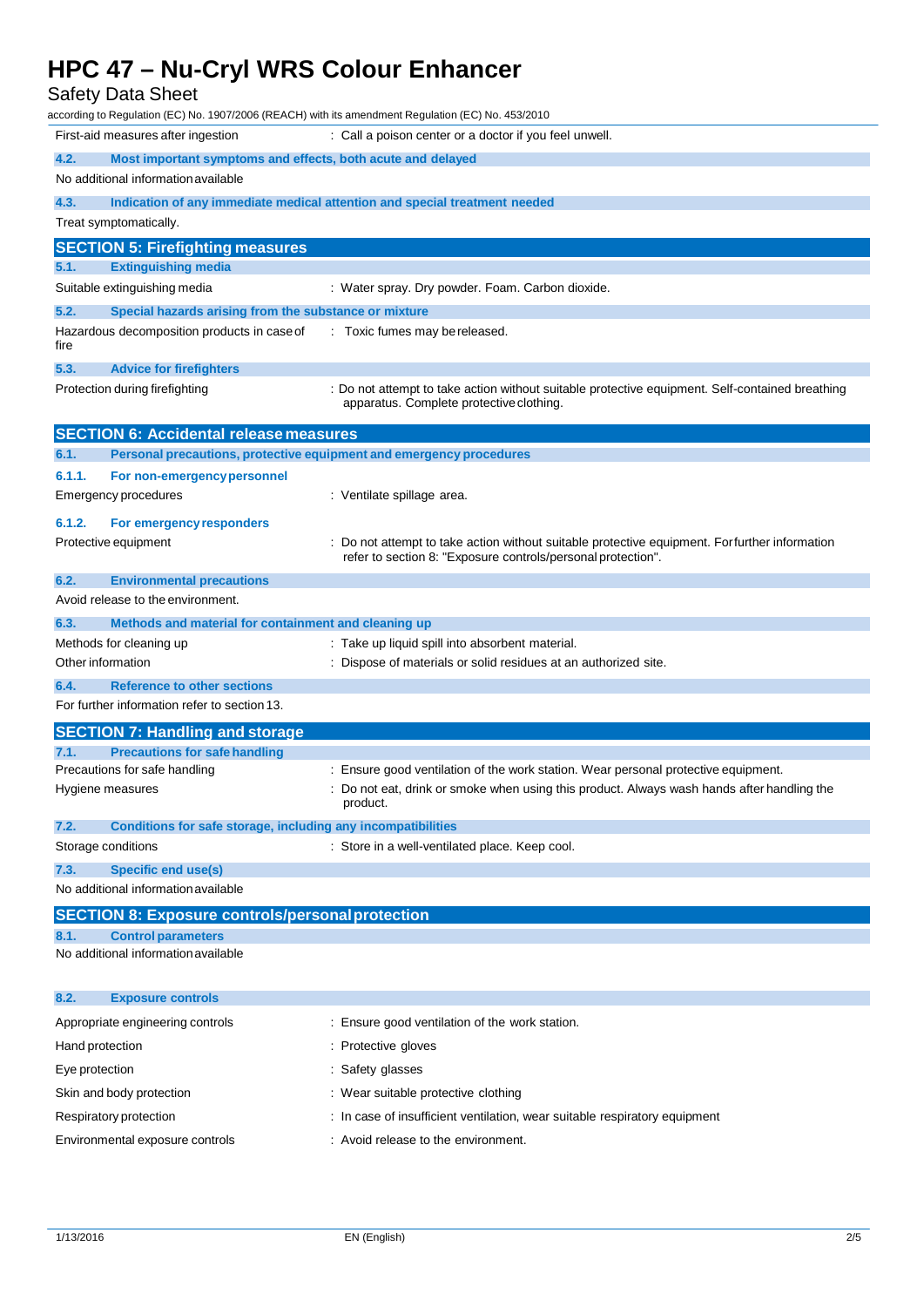First-aid measures after ingestion : Call a poison center or a doctor if you feel unwell.

**4.2. Most important symptoms and effects, both acute and delayed**

No additional information available

**4.3. Indication of any immediate medical attention and special treatment needed**

Treat symptomatically.

## SECTION 5: Firefighting measures

**5.1. Extinguishing media**

Suitable extinguishing media : Water spray. Dry powder. Foam. Carbon dioxide.

**5.2. Special hazards arising from the substance or mixture**

Hazardous decomposition products in case of fire : Toxic fumes may be released.

**5.3. Advice for firefighters**

Protection during firefighting : Do not attempt to take action without suitable protective equipment. Self-contained breathing apparatus. Complete protective clothing.

## SECTION 6: Accidental release measures

**6.1. Personal precautions, protective equipment and emergency procedures**

**6.1.1. For non-emergency personnel**

Emergency procedures : Ventilate spillage area.

**6.1.2. For emergency responders**

Protective equipment : Do not attempt to take action without suitable protective equipment. For further information refer to section 8: "Exposure controls/personal protection".

**6.2. Environmental precautions**

Avoid release to the environment.

**6.3. Methods and material for containment and cleaning up**

Methods for cleaning up : Take up liquid spill into absorbent material.

Other information : Dispose of materials or solid residues at an authorized site.

**6.4. Reference to other sections**

For further information refer to section 13.

## SECTION 7: Handling and storage

**7.1. Precautions for safe handling**

Precautions for safe handling : Ensure good ventilation of the work station. Wear personal protective equipment.

Hygiene measures : Do not eat, drink or smoke when using this product. Always wash hands after handling the product.

**7.2. Conditions for safe storage, including any incompatibilities**

Storage conditions : Store in a well-ventilated place. Keep cool.

**7.3. Specific end use(s)**

No additional information available

## SECTION 8: Exposure controls/personal protection

**8.1. Control parameters**

No additional information available

**8.2. Exposure controls**

Appropriate engineering controls : Ensure good ventilation of the work station.

Hand protection : Protective gloves

Eye protection : Safety glasses

Skin and body protection : Wear suitable protective clothing

Respiratory protection : In case of insufficient ventilation, wear suitable respiratory equipment

Environmental exposure controls : Avoid release to the environment.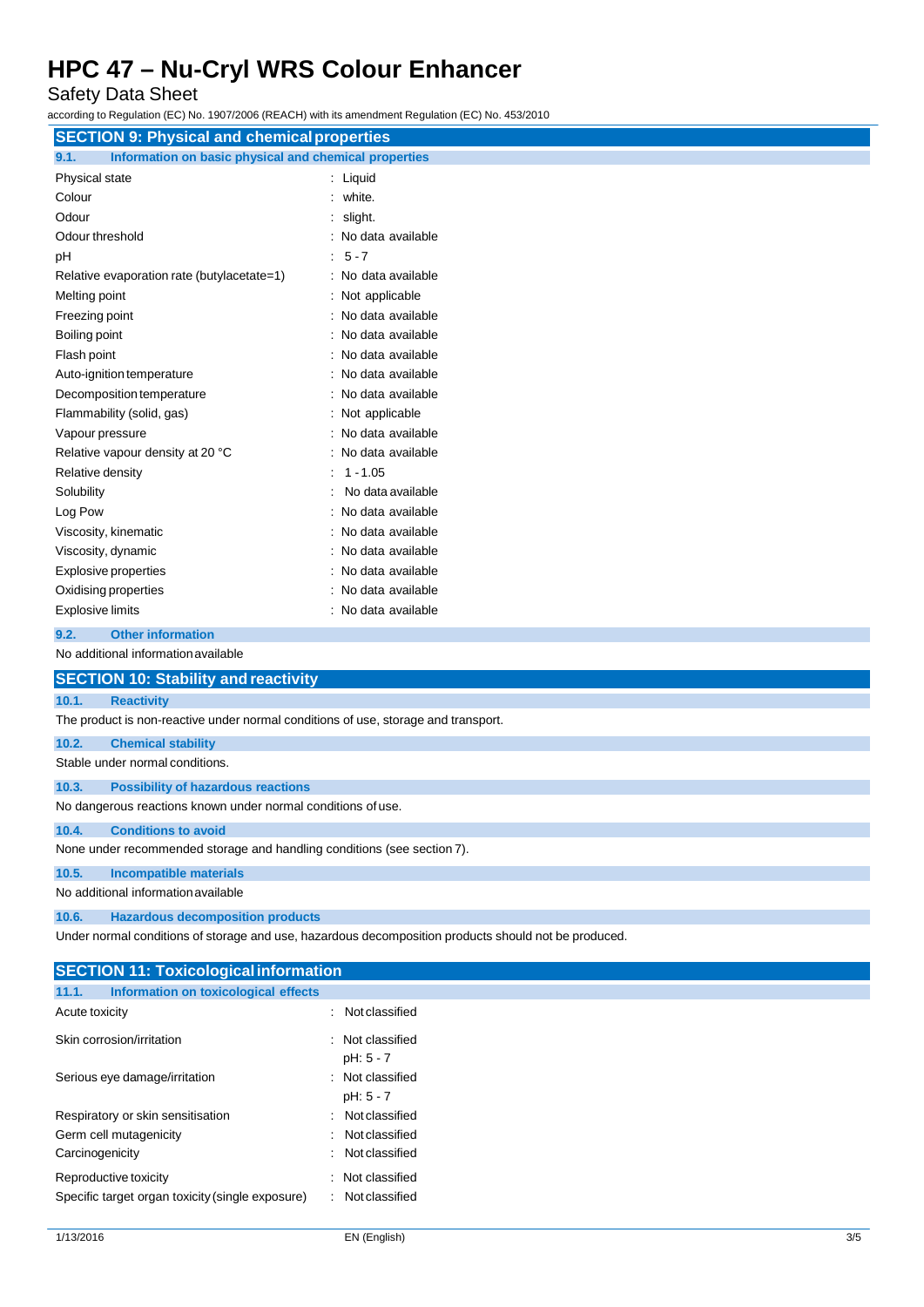## SECTION 9: Physical and chemical properties

### 9.1. Information on basic physical and chemical properties

| Property | Value |
|---|---|
| Physical state | : Liquid |
| Colour | : white. |
| Odour | : slight. |
| Odour threshold | : No data available |
| pH | : 5 - 7 |
| Relative evaporation rate (butylacetate=1) | : No data available |
| Melting point | : Not applicable |
| Freezing point | : No data available |
| Boiling point | : No data available |
| Flash point | : No data available |
| Auto-ignition temperature | : No data available |
| Decomposition temperature | : No data available |
| Flammability (solid, gas) | : Not applicable |
| Vapour pressure | : No data available |
| Relative vapour density at 20 °C | : No data available |
| Relative density | : 1 - 1.05 |
| Solubility | : No data available |
| Log Pow | : No data available |
| Viscosity, kinematic | : No data available |
| Viscosity, dynamic | : No data available |
| Explosive properties | : No data available |
| Oxidising properties | : No data available |
| Explosive limits | : No data available |

### 9.2. Other information

No additional information available

## SECTION 10: Stability and reactivity

### 10.1. Reactivity

The product is non-reactive under normal conditions of use, storage and transport.

### 10.2. Chemical stability

Stable under normal conditions.

### 10.3. Possibility of hazardous reactions

No dangerous reactions known under normal conditions of use.

### 10.4. Conditions to avoid

None under recommended storage and handling conditions (see section 7).

### 10.5. Incompatible materials

No additional information available

### 10.6. Hazardous decomposition products

Under normal conditions of storage and use, hazardous decomposition products should not be produced.

## SECTION 11: Toxicological information

### 11.1. Information on toxicological effects

| Effect | Classification |
|---|---|
| Acute toxicity | : Not classified |
| Skin corrosion/irritation | : Not classified<br>pH: 5 - 7 |
| Serious eye damage/irritation | : Not classified<br>pH: 5 - 7 |
| Respiratory or skin sensitisation | : Not classified |
| Germ cell mutagenicity | : Not classified |
| Carcinogenicity | : Not classified |
| Reproductive toxicity | : Not classified |
| Specific target organ toxicity (single exposure) | : Not classified |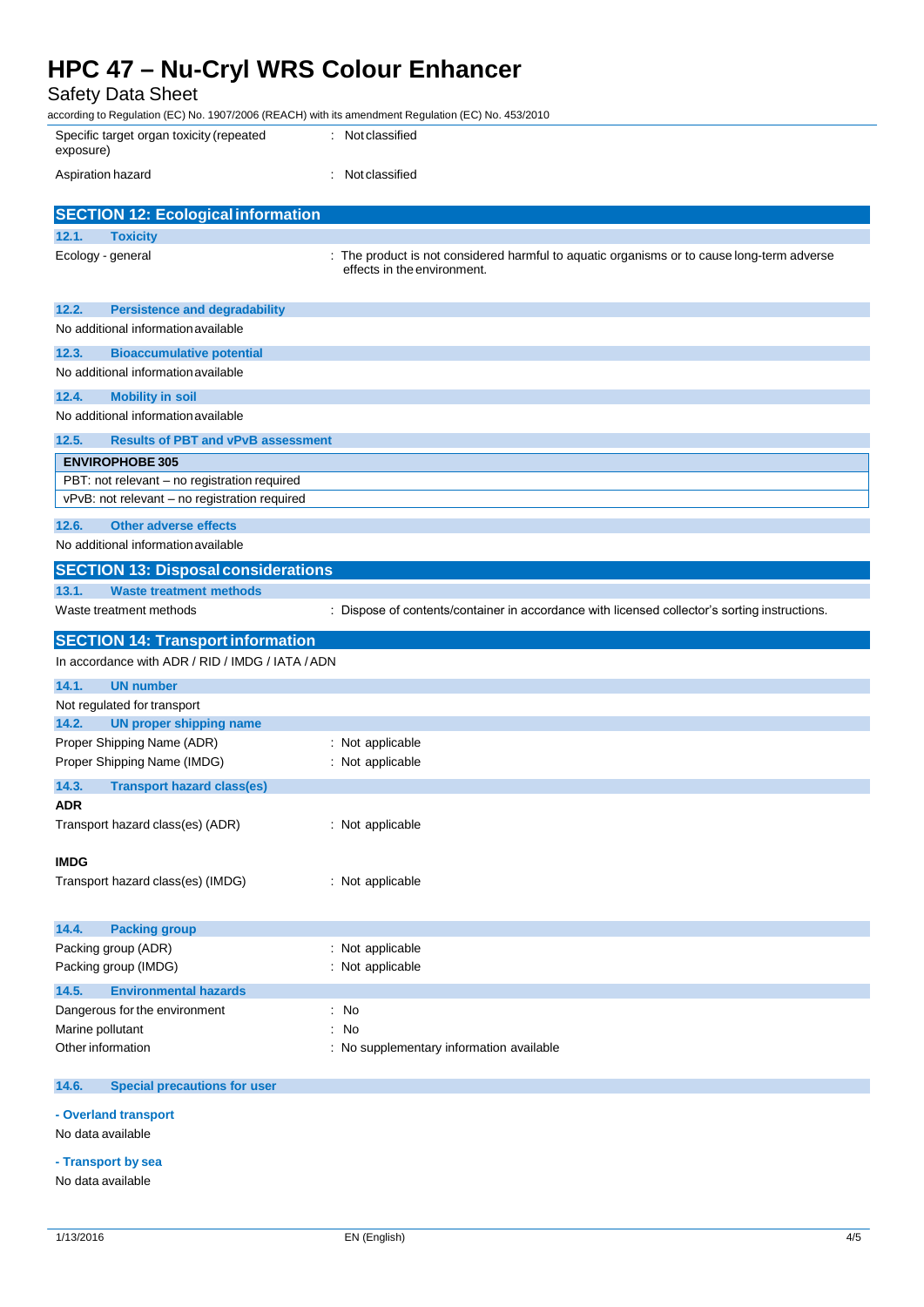| | |
|---|---|
| Specific target organ toxicity (repeated exposure) | : Not classified |
| Aspiration hazard | : Not classified |

## SECTION 12: Ecological information

### 12.1. Toxicity

| | |
|---|---|
| Ecology - general | : The product is not considered harmful to aquatic organisms or to cause long-term adverse effects in the environment. |

### 12.2. Persistence and degradability

No additional information available

### 12.3. Bioaccumulative potential

No additional information available

### 12.4. Mobility in soil

No additional information available

### 12.5. Results of PBT and vPvB assessment

| **ENVIROPHOBE 305** |
|---|
| PBT: not relevant – no registration required |
| vPvB: not relevant – no registration required |

### 12.6. Other adverse effects

No additional information available

## SECTION 13: Disposal considerations

### 13.1. Waste treatment methods

| | |
|---|---|
| Waste treatment methods | : Dispose of contents/container in accordance with licensed collector's sorting instructions. |

## SECTION 14: Transport information

In accordance with ADR / RID / IMDG / IATA / ADN

### 14.1. UN number

Not regulated for transport

### 14.2. UN proper shipping name

| | |
|---|---|
| Proper Shipping Name (ADR) | : Not applicable |
| Proper Shipping Name (IMDG) | : Not applicable |

### 14.3. Transport hazard class(es)

**ADR**

| | |
|---|---|
| Transport hazard class(es) (ADR) | : Not applicable |

**IMDG**

| | |
|---|---|
| Transport hazard class(es) (IMDG) | : Not applicable |

### 14.4. Packing group

| | |
|---|---|
| Packing group (ADR) | : Not applicable |
| Packing group (IMDG) | : Not applicable |

### 14.5. Environmental hazards

| | |
|---|---|
| Dangerous for the environment | : No |
| Marine pollutant | : No |
| Other information | : No supplementary information available |

### 14.6. Special precautions for user

**- Overland transport**

No data available

**- Transport by sea**

No data available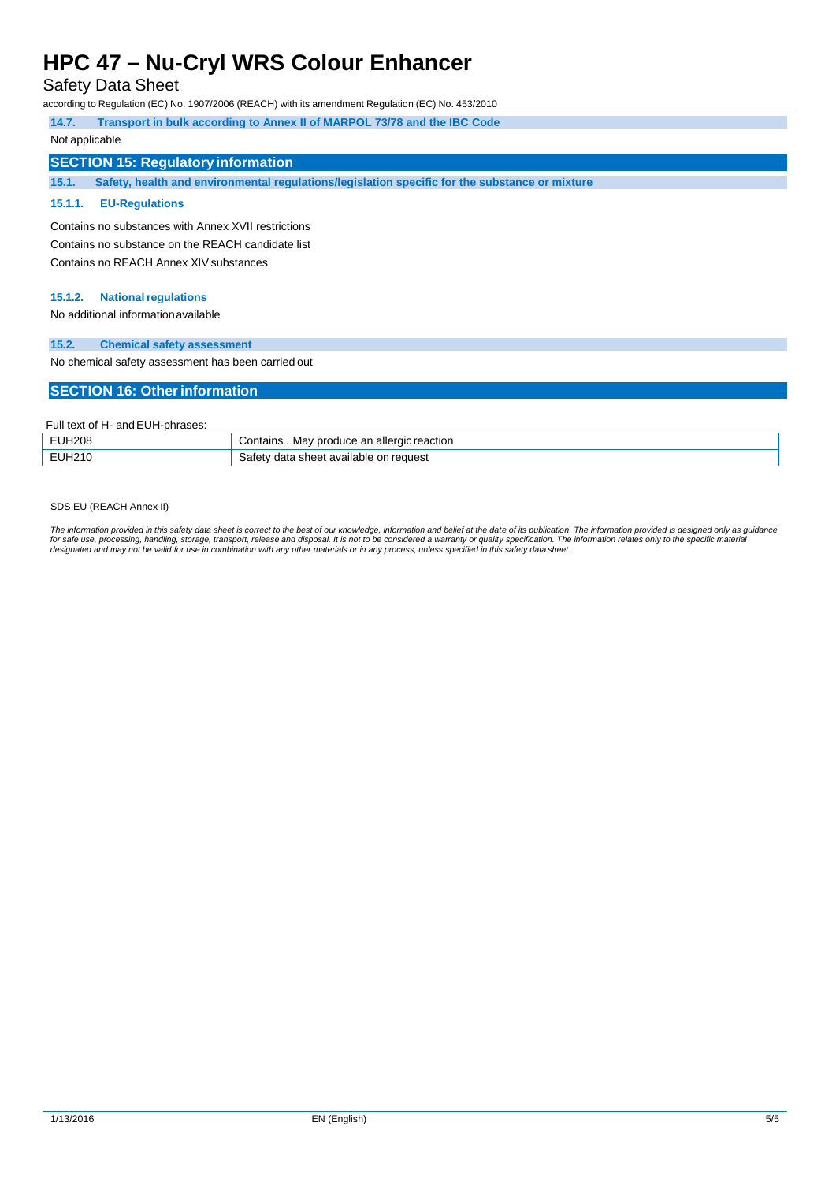#### 14.7. Transport in bulk according to Annex II of MARPOL 73/78 and the IBC Code

Not applicable

## SECTION 15: Regulatory information

### 15.1. Safety, health and environmental regulations/legislation specific for the substance or mixture

#### 15.1.1. EU-Regulations

Contains no substances with Annex XVII restrictions

Contains no substance on the REACH candidate list

Contains no REACH Annex XIV substances

#### 15.1.2. National regulations

No additional information available

### 15.2. Chemical safety assessment

No chemical safety assessment has been carried out

## SECTION 16: Other information

Full text of H- and EUH-phrases:

| | |
|---|---|
| EUH208 | Contains . May produce an allergic reaction |
| EUH210 | Safety data sheet available on request |

SDS EU (REACH Annex II)

*The information provided in this safety data sheet is correct to the best of our knowledge, information and belief at the date of its publication. The information provided is designed only as guidance for safe use, processing, handling, storage, transport, release and disposal. It is not to be considered a warranty or quality specification. The information relates only to the specific material designated and may not be valid for use in combination with any other materials or in any process, unless specified in this safety data sheet.*